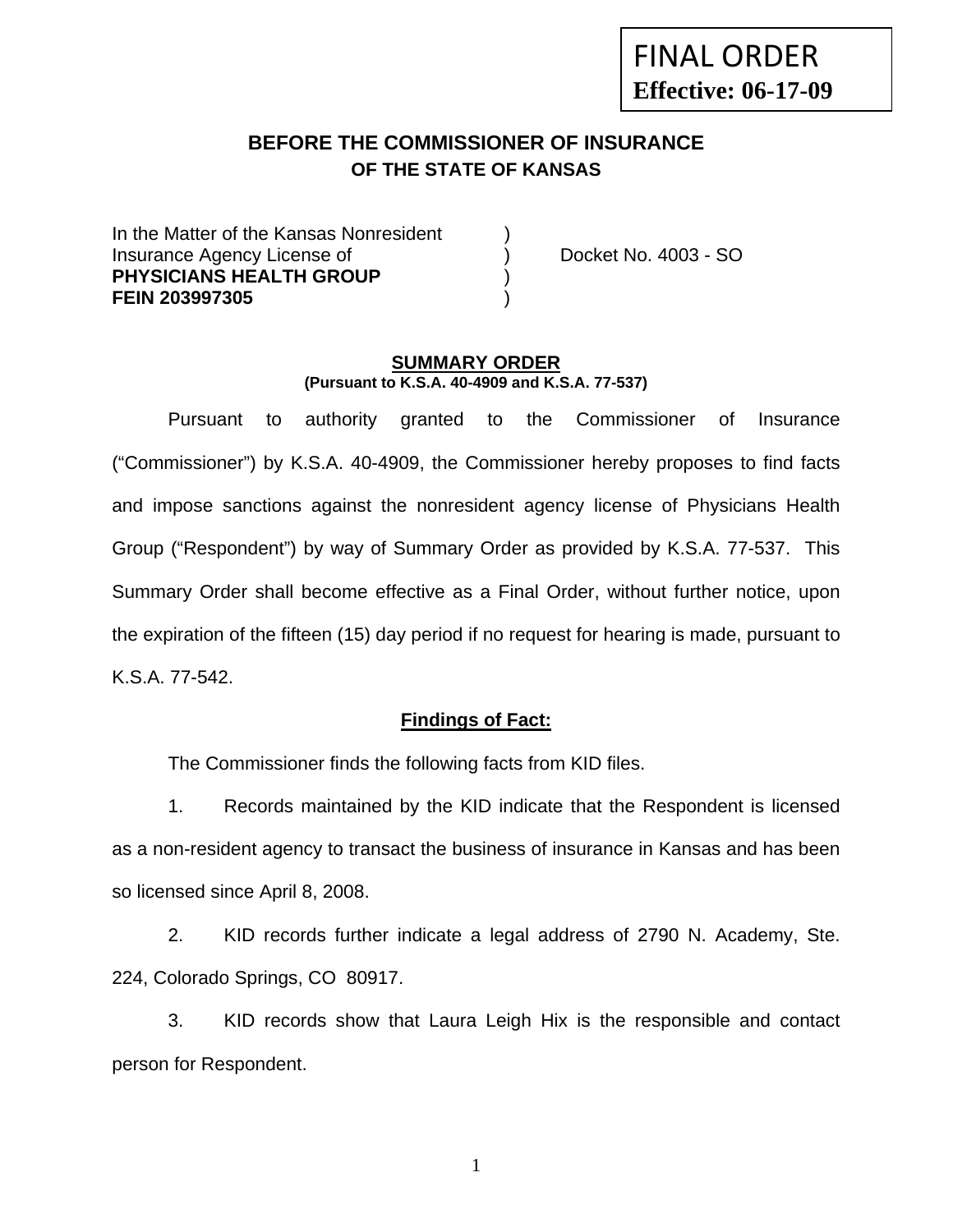FINAL ORDER
**Effective: 06-17-09**

# BEFORE THE COMMISSIONER OF INSURANCE
## OF THE STATE OF KANSAS

In the Matter of the Kansas Nonresident )
Insurance Agency License of ) Docket No. 4003 - SO
**PHYSICIANS HEALTH GROUP** )
**FEIN 203997305** )

**SUMMARY ORDER**
**(Pursuant to K.S.A. 40-4909 and K.S.A. 77-537)**

Pursuant to authority granted to the Commissioner of Insurance ("Commissioner") by K.S.A. 40-4909, the Commissioner hereby proposes to find facts and impose sanctions against the nonresident agency license of Physicians Health Group ("Respondent") by way of Summary Order as provided by K.S.A. 77-537. This Summary Order shall become effective as a Final Order, without further notice, upon the expiration of the fifteen (15) day period if no request for hearing is made, pursuant to K.S.A. 77-542.

**Findings of Fact:**

The Commissioner finds the following facts from KID files.

1. Records maintained by the KID indicate that the Respondent is licensed as a non-resident agency to transact the business of insurance in Kansas and has been so licensed since April 8, 2008.

2. KID records further indicate a legal address of 2790 N. Academy, Ste. 224, Colorado Springs, CO 80917.

3. KID records show that Laura Leigh Hix is the responsible and contact person for Respondent.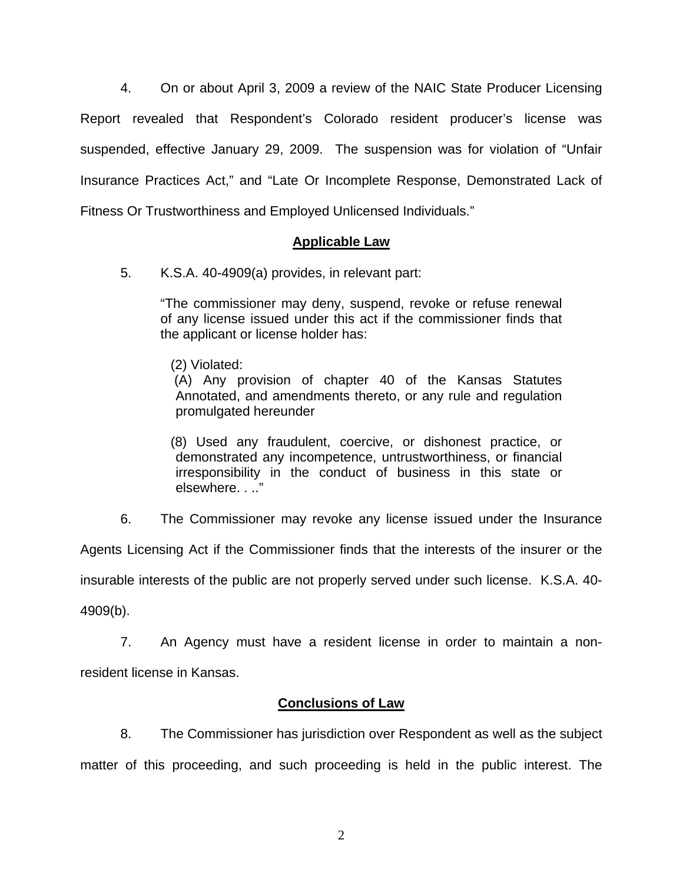4. On or about April 3, 2009 a review of the NAIC State Producer Licensing Report revealed that Respondent's Colorado resident producer's license was suspended, effective January 29, 2009. The suspension was for violation of "Unfair Insurance Practices Act," and "Late Or Incomplete Response, Demonstrated Lack of Fitness Or Trustworthiness and Employed Unlicensed Individuals."

## Applicable Law

5. K.S.A. 40-4909(a) provides, in relevant part:

> "The commissioner may deny, suspend, revoke or refuse renewal of any license issued under this act if the commissioner finds that the applicant or license holder has:
>
> (2) Violated:
> (A) Any provision of chapter 40 of the Kansas Statutes Annotated, and amendments thereto, or any rule and regulation promulgated hereunder
>
> (8) Used any fraudulent, coercive, or dishonest practice, or demonstrated any incompetence, untrustworthiness, or financial irresponsibility in the conduct of business in this state or elsewhere. . .."

6. The Commissioner may revoke any license issued under the Insurance Agents Licensing Act if the Commissioner finds that the interests of the insurer or the insurable interests of the public are not properly served under such license. K.S.A. 40-4909(b).

7. An Agency must have a resident license in order to maintain a non-resident license in Kansas.

## Conclusions of Law

8. The Commissioner has jurisdiction over Respondent as well as the subject matter of this proceeding, and such proceeding is held in the public interest. The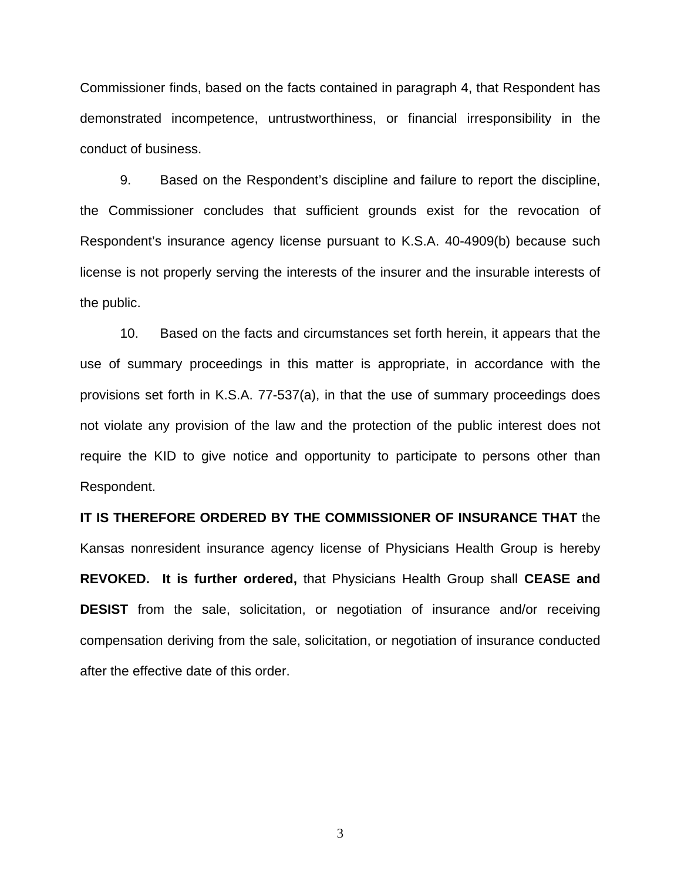Commissioner finds, based on the facts contained in paragraph 4, that Respondent has demonstrated incompetence, untrustworthiness, or financial irresponsibility in the conduct of business.

9. Based on the Respondent's discipline and failure to report the discipline, the Commissioner concludes that sufficient grounds exist for the revocation of Respondent's insurance agency license pursuant to K.S.A. 40-4909(b) because such license is not properly serving the interests of the insurer and the insurable interests of the public.

10. Based on the facts and circumstances set forth herein, it appears that the use of summary proceedings in this matter is appropriate, in accordance with the provisions set forth in K.S.A. 77-537(a), in that the use of summary proceedings does not violate any provision of the law and the protection of the public interest does not require the KID to give notice and opportunity to participate to persons other than Respondent.

**IT IS THEREFORE ORDERED BY THE COMMISSIONER OF INSURANCE THAT** the Kansas nonresident insurance agency license of Physicians Health Group is hereby **REVOKED. It is further ordered,** that Physicians Health Group shall **CEASE and DESIST** from the sale, solicitation, or negotiation of insurance and/or receiving compensation deriving from the sale, solicitation, or negotiation of insurance conducted after the effective date of this order.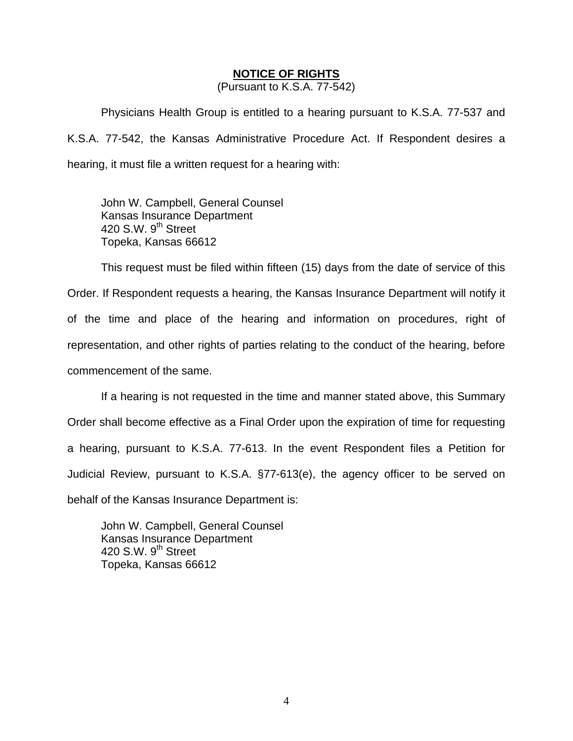## NOTICE OF RIGHTS

(Pursuant to K.S.A. 77-542)

Physicians Health Group is entitled to a hearing pursuant to K.S.A. 77-537 and K.S.A. 77-542, the Kansas Administrative Procedure Act. If Respondent desires a hearing, it must file a written request for a hearing with:

John W. Campbell, General Counsel
Kansas Insurance Department
420 S.W. 9th Street
Topeka, Kansas 66612

This request must be filed within fifteen (15) days from the date of service of this Order. If Respondent requests a hearing, the Kansas Insurance Department will notify it of the time and place of the hearing and information on procedures, right of representation, and other rights of parties relating to the conduct of the hearing, before commencement of the same.

If a hearing is not requested in the time and manner stated above, this Summary Order shall become effective as a Final Order upon the expiration of time for requesting a hearing, pursuant to K.S.A. 77-613. In the event Respondent files a Petition for Judicial Review, pursuant to K.S.A. §77-613(e), the agency officer to be served on behalf of the Kansas Insurance Department is:

John W. Campbell, General Counsel
Kansas Insurance Department
420 S.W. 9th Street
Topeka, Kansas 66612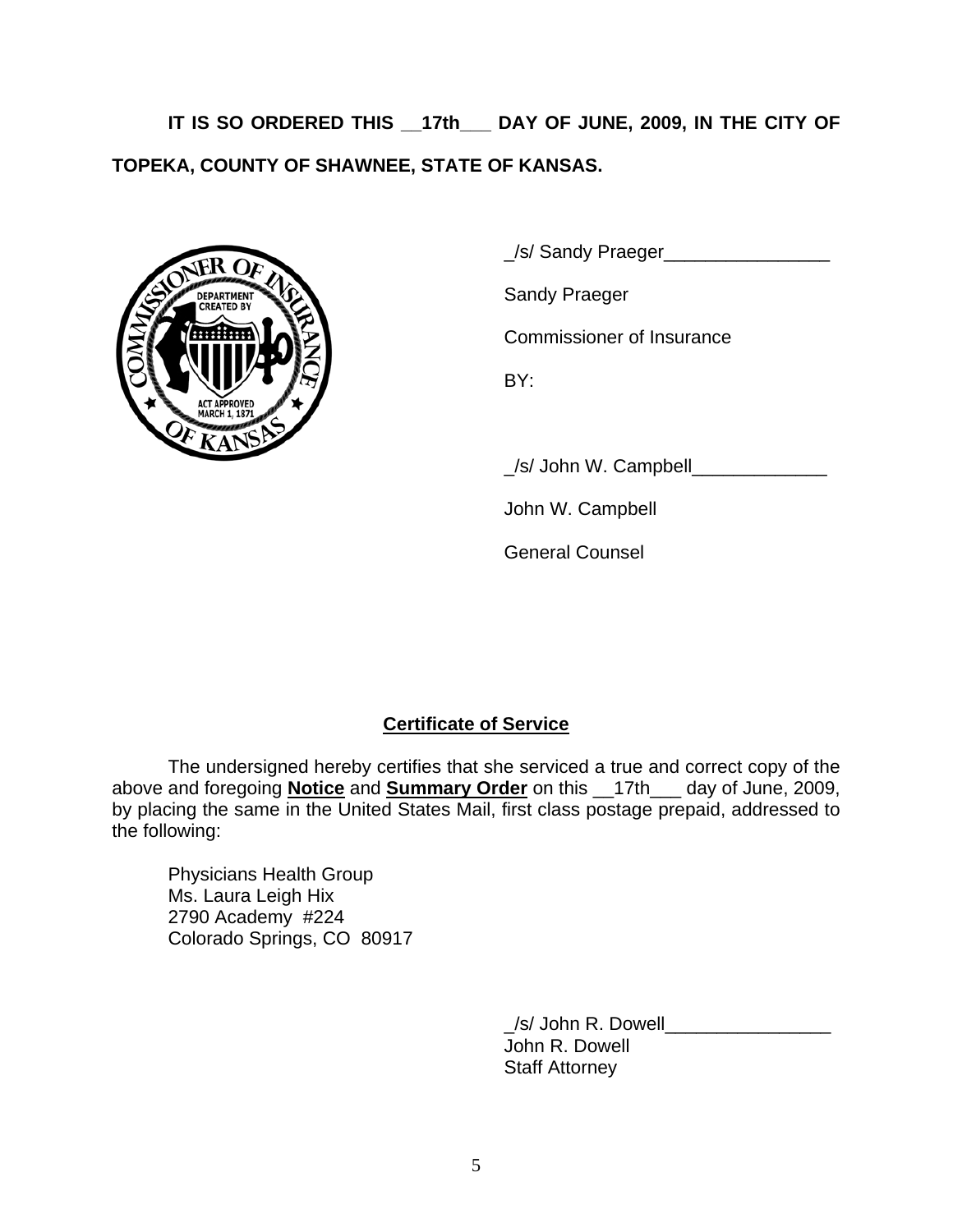**IT IS SO ORDERED THIS __17th___ DAY OF JUNE, 2009, IN THE CITY OF TOPEKA, COUNTY OF SHAWNEE, STATE OF KANSAS.**

_/s/ Sandy Praeger________________

Sandy Praeger

Commissioner of Insurance

BY:

_/s/ John W. Campbell_____________

John W. Campbell

General Counsel

**Certificate of Service**

The undersigned hereby certifies that she serviced a true and correct copy of the above and foregoing **Notice** and **Summary Order** on this __17th___ day of June, 2009, by placing the same in the United States Mail, first class postage prepaid, addressed to the following:

Physicians Health Group
Ms. Laura Leigh Hix
2790 Academy #224
Colorado Springs, CO 80917

_/s/ John R. Dowell________________
John R. Dowell
Staff Attorney